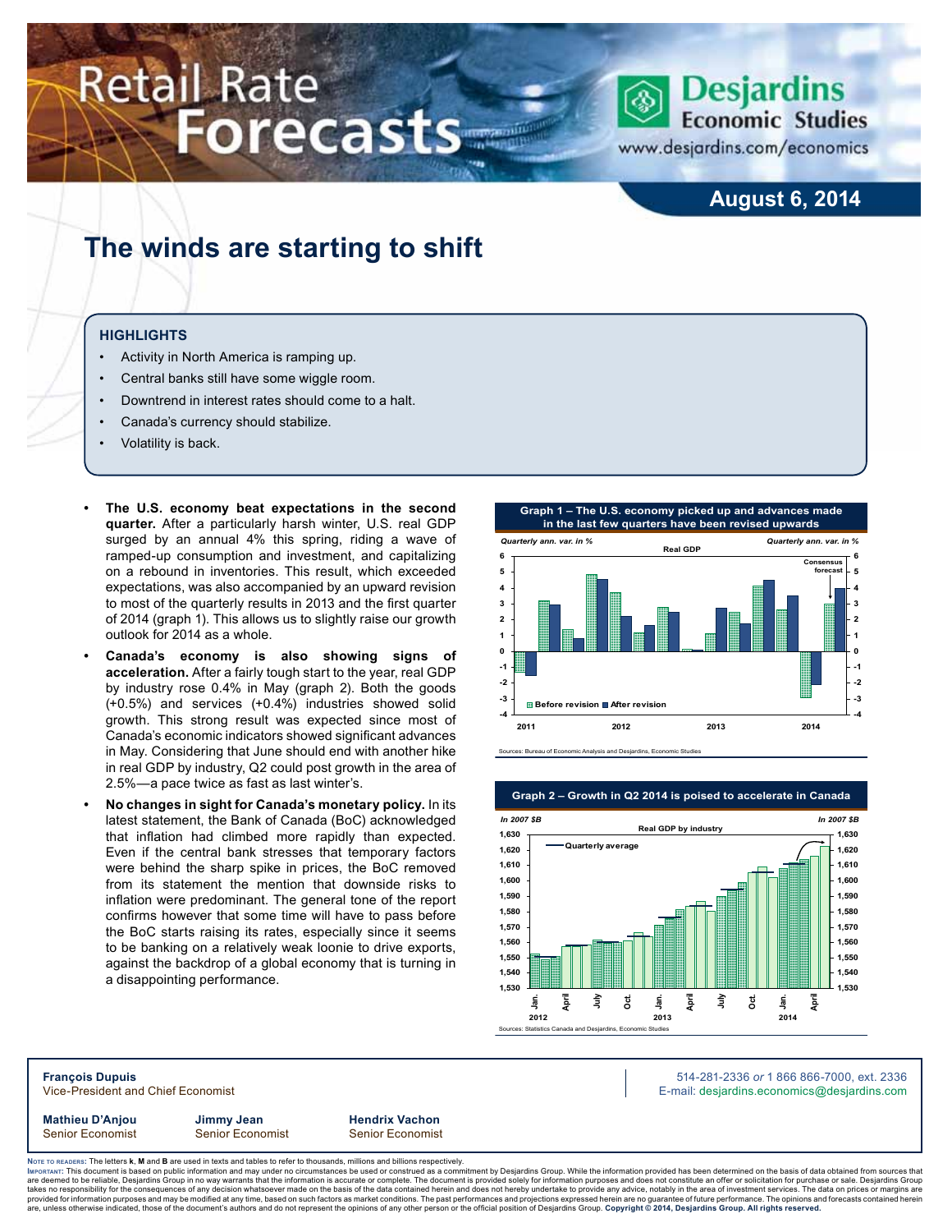# Retail Rate Forecasts

Desjardins Economic Studies
www.desjardins.com/economics

**August 6, 2014**

## The winds are starting to shift

### HIGHLIGHTS

- Activity in North America is ramping up.
- Central banks still have some wiggle room.
- Downtrend in interest rates should come to a halt.
- Canada's currency should stabilize.
- Volatility is back.

- **The U.S. economy beat expectations in the second quarter.** After a particularly harsh winter, U.S. real GDP surged by an annual 4% this spring, riding a wave of ramped-up consumption and investment, and capitalizing on a rebound in inventories. This result, which exceeded expectations, was also accompanied by an upward revision to most of the quarterly results in 2013 and the first quarter of 2014 (graph 1). This allows us to slightly raise our growth outlook for 2014 as a whole.
- **Canada's economy is also showing signs of acceleration.** After a fairly tough start to the year, real GDP by industry rose 0.4% in May (graph 2). Both the goods (+0.5%) and services (+0.4%) industries showed solid growth. This strong result was expected since most of Canada's economic indicators showed significant advances in May. Considering that June should end with another hike in real GDP by industry, Q2 could post growth in the area of 2.5%—a pace twice as fast as last winter's.
- **No changes in sight for Canada's monetary policy.** In its latest statement, the Bank of Canada (BoC) acknowledged that inflation had climbed more rapidly than expected. Even if the central bank stresses that temporary factors were behind the sharp spike in prices, the BoC removed from its statement the mention that downside risks to inflation were predominant. The general tone of the report confirms however that some time will have to pass before the BoC starts raising its rates, especially since it seems to be banking on a relatively weak loonie to drive exports, against the backdrop of a global economy that is turning in a disappointing performance.

**Graph 1 – The U.S. economy picked up and advances made in the last few quarters have been revised upwards**

Sources: Bureau of Economic Analysis and Desjardins, Economic Studies

**Graph 2 – Growth in Q2 2014 is poised to accelerate in Canada**

Sources: Statistics Canada and Desjardins, Economic Studies

**François Dupuis**
Vice-President and Chief Economist

514-281-2336 *or* 1 866 866-7000, ext. 2336
E-mail: desjardins.economics@desjardins.com

**Mathieu D'Anjou** — Senior Economist
**Jimmy Jean** — Senior Economist
**Hendrix Vachon** — Senior Economist

Note to readers: The letters **k**, **M** and **B** are used in texts and tables to refer to thousands, millions and billions respectively.
Important: This document is based on public information and may under no circumstances be used or construed as a commitment by Desjardins Group. While the information provided has been determined on the basis of data obtained from sources that are deemed to be reliable, Desjardins Group in no way warrants that the information is accurate or complete. The document is provided solely for information purposes and does not constitute an offer or solicitation for purchase or sale. Desjardins Group takes no responsibility for the consequences of any decision whatsoever made on the basis of the data contained herein and does not hereby undertake to provide any advice, notably in the area of investment services. The data on prices or margins are provided for information purposes and may be modified at any time, based on such factors as market conditions. The past performances and projections expressed herein are no guarantee of future performance. The opinions and forecasts contained herein are, unless otherwise indicated, those of the document's authors and do not represent the opinions of any other person or the official position of Desjardins Group. **Copyright © 2014, Desjardins Group. All rights reserved.**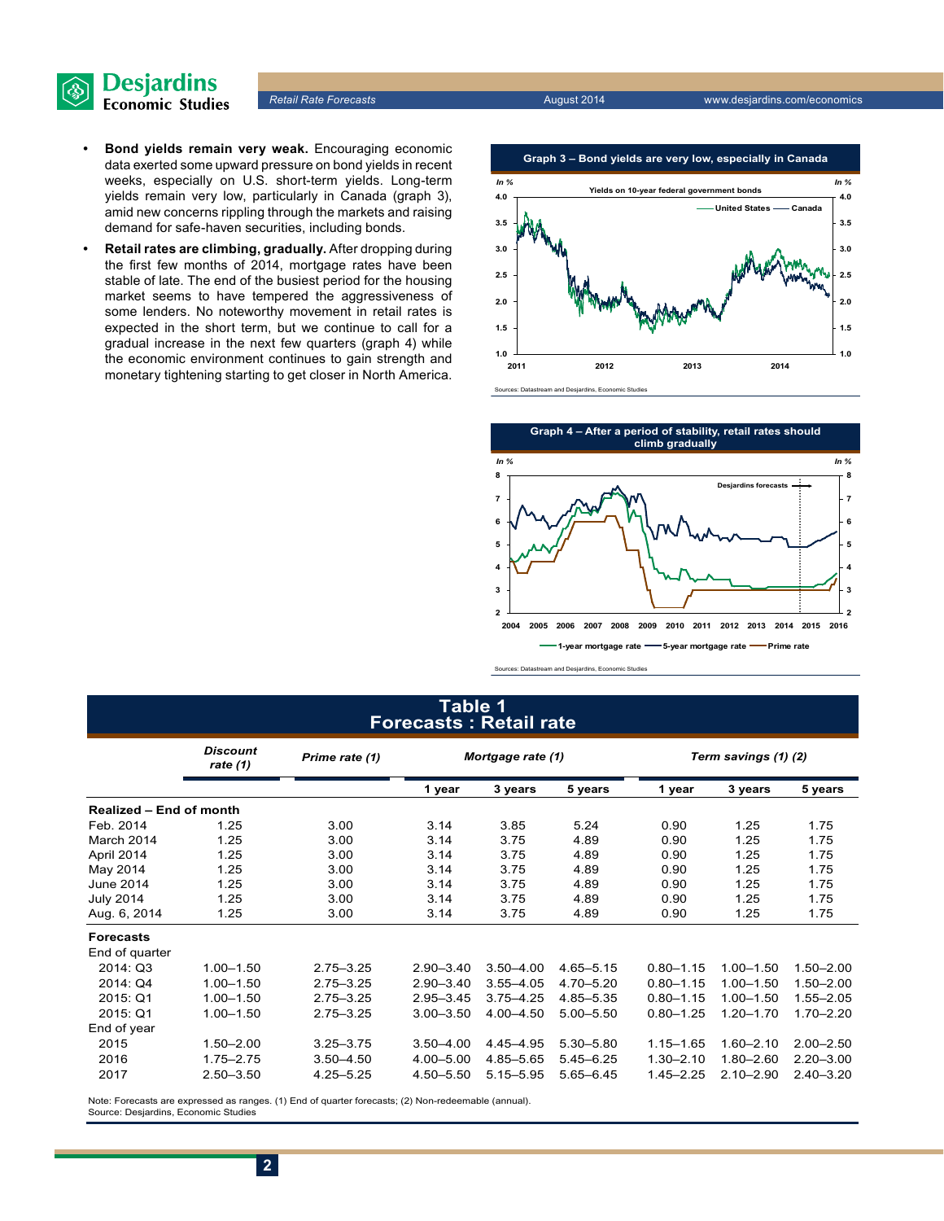- **Bond yields remain very weak.** Encouraging economic data exerted some upward pressure on bond yields in recent weeks, especially on U.S. short-term yields. Long-term yields remain very low, particularly in Canada (graph 3), amid new concerns rippling through the markets and raising demand for safe-haven securities, including bonds.
- **Retail rates are climbing, gradually.** After dropping during the first few months of 2014, mortgage rates have been stable of late. The end of the busiest period for the housing market seems to have tempered the aggressiveness of some lenders. No noteworthy movement in retail rates is expected in the short term, but we continue to call for a gradual increase in the next few quarters (graph 4) while the economic environment continues to gain strength and monetary tightening starting to get closer in North America.

**Graph 3 – Bond yields are very low, especially in Canada**

Sources: Datastream and Desjardins, Economic Studies

**Graph 4 – After a period of stability, retail rates should climb gradually**

Sources: Datastream and Desjardins, Economic Studies

**Table 1**
**Forecasts : Retail rate**

| | Discount rate (1) | Prime rate (1) | Mortgage rate (1) | | | Term savings (1) (2) | | |
|---|---|---|---|---|---|---|---|---|
| | | | 1 year | 3 years | 5 years | 1 year | 3 years | 5 years |
| **Realized – End of month** | | | | | | | | |
| Feb. 2014 | 1.25 | 3.00 | 3.14 | 3.85 | 5.24 | 0.90 | 1.25 | 1.75 |
| March 2014 | 1.25 | 3.00 | 3.14 | 3.75 | 4.89 | 0.90 | 1.25 | 1.75 |
| April 2014 | 1.25 | 3.00 | 3.14 | 3.75 | 4.89 | 0.90 | 1.25 | 1.75 |
| May 2014 | 1.25 | 3.00 | 3.14 | 3.75 | 4.89 | 0.90 | 1.25 | 1.75 |
| June 2014 | 1.25 | 3.00 | 3.14 | 3.75 | 4.89 | 0.90 | 1.25 | 1.75 |
| July 2014 | 1.25 | 3.00 | 3.14 | 3.75 | 4.89 | 0.90 | 1.25 | 1.75 |
| Aug. 6, 2014 | 1.25 | 3.00 | 3.14 | 3.75 | 4.89 | 0.90 | 1.25 | 1.75 |
| **Forecasts** | | | | | | | | |
| End of quarter | | | | | | | | |
| 2014: Q3 | 1.00–1.50 | 2.75–3.25 | 2.90–3.40 | 3.50–4.00 | 4.65–5.15 | 0.80–1.15 | 1.00–1.50 | 1.50–2.00 |
| 2014: Q4 | 1.00–1.50 | 2.75–3.25 | 2.90–3.40 | 3.55–4.05 | 4.70–5.20 | 0.80–1.15 | 1.00–1.50 | 1.50–2.00 |
| 2015: Q1 | 1.00–1.50 | 2.75–3.25 | 2.95–3.45 | 3.75–4.25 | 4.85–5.35 | 0.80–1.15 | 1.00–1.50 | 1.55–2.05 |
| 2015: Q1 | 1.00–1.50 | 2.75–3.25 | 3.00–3.50 | 4.00–4.50 | 5.00–5.50 | 0.80–1.25 | 1.20–1.70 | 1.70–2.20 |
| End of year | | | | | | | | |
| 2015 | 1.50–2.00 | 3.25–3.75 | 3.50–4.00 | 4.45–4.95 | 5.30–5.80 | 1.15–1.65 | 1.60–2.10 | 2.00–2.50 |
| 2016 | 1.75–2.75 | 3.50–4.50 | 4.00–5.00 | 4.85–5.65 | 5.45–6.25 | 1.30–2.10 | 1.80–2.60 | 2.20–3.00 |
| 2017 | 2.50–3.50 | 4.25–5.25 | 4.50–5.50 | 5.15–5.95 | 5.65–6.45 | 1.45–2.25 | 2.10–2.90 | 2.40–3.20 |

Note: Forecasts are expressed as ranges. (1) End of quarter forecasts; (2) Non-redeemable (annual).
Source: Desjardins, Economic Studies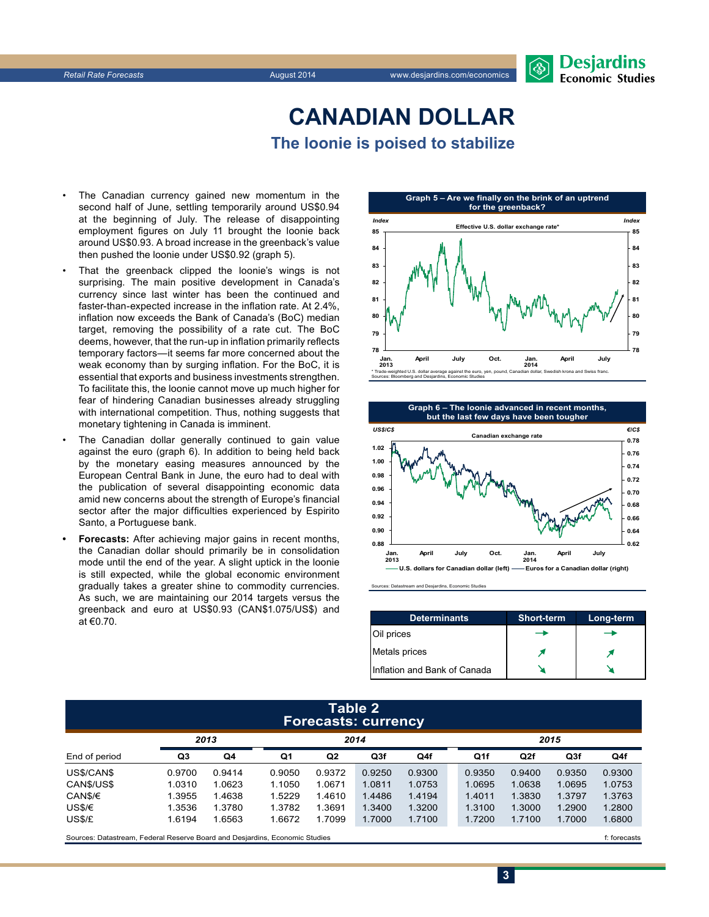# CANADIAN DOLLAR

## The loonie is poised to stabilize

- The Canadian currency gained new momentum in the second half of June, settling temporarily around US$0.94 at the beginning of July. The release of disappointing employment figures on July 11 brought the loonie back around US$0.93. A broad increase in the greenback's value then pushed the loonie under US$0.92 (graph 5).
- That the greenback clipped the loonie's wings is not surprising. The main positive development in Canada's currency since last winter has been the continued and faster-than-expected increase in the inflation rate. At 2.4%, inflation now exceeds the Bank of Canada's (BoC) median target, removing the possibility of a rate cut. The BoC deems, however, that the run-up in inflation primarily reflects temporary factors—it seems far more concerned about the weak economy than by surging inflation. For the BoC, it is essential that exports and business investments strengthen. To facilitate this, the loonie cannot move up much higher for fear of hindering Canadian businesses already struggling with international competition. Thus, nothing suggests that monetary tightening in Canada is imminent.
- The Canadian dollar generally continued to gain value against the euro (graph 6). In addition to being held back by the monetary easing measures announced by the European Central Bank in June, the euro had to deal with the publication of several disappointing economic data amid new concerns about the strength of Europe's financial sector after the major difficulties experienced by Espirito Santo, a Portuguese bank.
- **Forecasts:** After achieving major gains in recent months, the Canadian dollar should primarily be in consolidation mode until the end of the year. A slight uptick in the loonie is still expected, while the global economic environment gradually takes a greater shine to commodity currencies. As such, we are maintaining our 2014 targets versus the greenback and euro at US$0.93 (CAN$1.075/US$) and at €0.70.

**Graph 5 – Are we finally on the brink of an uptrend for the greenback?**

Effective U.S. dollar exchange rate*

* Trade-weighted U.S. dollar average against the euro, yen, pound, Canadian dollar, Swedish krona and Swiss franc.
Sources: Bloomberg and Desjardins, Economic Studies

**Graph 6 – The loonie advanced in recent months, but the last few days have been tougher**

Canadian exchange rate

U.S. dollars for Canadian dollar (left) — Euros for a Canadian dollar (right)

Sources: Datastream and Desjardins, Economic Studies

| Determinants | Short-term | Long-term |
|---|---|---|
| Oil prices | → | → |
| Metals prices | ↗ | ↗ |
| Inflation and Bank of Canada | ↘ | ↘ |

**Table 2**
**Forecasts: currency**

| End of period | 2013 | | 2014 | | | | 2015 | | | |
|---|---|---|---|---|---|---|---|---|---|---|
| | Q3 | Q4 | Q1 | Q2 | Q3f | Q4f | Q1f | Q2f | Q3f | Q4f |
| US$/CAN$ | 0.9700 | 0.9414 | 0.9050 | 0.9372 | 0.9250 | 0.9300 | 0.9350 | 0.9400 | 0.9350 | 0.9300 |
| CAN$/US$ | 1.0310 | 1.0623 | 1.1050 | 1.0671 | 1.0811 | 1.0753 | 1.0695 | 1.0638 | 1.0695 | 1.0753 |
| CAN$/€ | 1.3955 | 1.4638 | 1.5229 | 1.4610 | 1.4486 | 1.4194 | 1.4011 | 1.3830 | 1.3797 | 1.3763 |
| US$/€ | 1.3536 | 1.3780 | 1.3782 | 1.3691 | 1.3400 | 1.3200 | 1.3100 | 1.3000 | 1.2900 | 1.2800 |
| US$/£ | 1.6194 | 1.6563 | 1.6672 | 1.7099 | 1.7000 | 1.7100 | 1.7200 | 1.7100 | 1.7000 | 1.6800 |

Sources: Datastream, Federal Reserve Board and Desjardins, Economic Studies — f: forecasts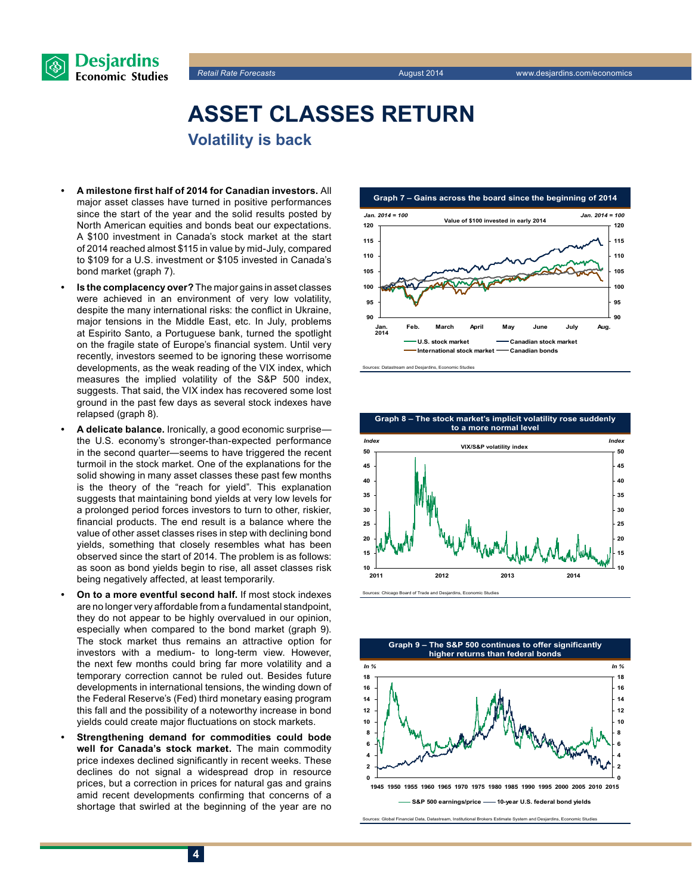# ASSET CLASSES RETURN

## Volatility is back

- **A milestone first half of 2014 for Canadian investors.** All major asset classes have turned in positive performances since the start of the year and the solid results posted by North American equities and bonds beat our expectations. A $100 investment in Canada's stock market at the start of 2014 reached almost $115 in value by mid-July, compared to $109 for a U.S. investment or $105 invested in Canada's bond market (graph 7).
- **Is the complacency over?** The major gains in asset classes were achieved in an environment of very low volatility, despite the many international risks: the conflict in Ukraine, major tensions in the Middle East, etc. In July, problems at Espirito Santo, a Portuguese bank, turned the spotlight on the fragile state of Europe's financial system. Until very recently, investors seemed to be ignoring these worrisome developments, as the weak reading of the VIX index, which measures the implied volatility of the S&P 500 index, suggests. That said, the VIX index has recovered some lost ground in the past few days as several stock indexes have relapsed (graph 8).
- **A delicate balance.** Ironically, a good economic surprise—the U.S. economy's stronger-than-expected performance in the second quarter—seems to have triggered the recent turmoil in the stock market. One of the explanations for the solid showing in many asset classes these past few months is the theory of the "reach for yield". This explanation suggests that maintaining bond yields at very low levels for a prolonged period forces investors to turn to other, riskier, financial products. The end result is a balance where the value of other asset classes rises in step with declining bond yields, something that closely resembles what has been observed since the start of 2014. The problem is as follows: as soon as bond yields begin to rise, all asset classes risk being negatively affected, at least temporarily.
- **On to a more eventful second half.** If most stock indexes are no longer very affordable from a fundamental standpoint, they do not appear to be highly overvalued in our opinion, especially when compared to the bond market (graph 9). The stock market thus remains an attractive option for investors with a medium- to long-term view. However, the next few months could bring far more volatility and a temporary correction cannot be ruled out. Besides future developments in international tensions, the winding down of the Federal Reserve's (Fed) third monetary easing program this fall and the possibility of a noteworthy increase in bond yields could create major fluctuations on stock markets.
- **Strengthening demand for commodities could bode well for Canada's stock market.** The main commodity price indexes declined significantly in recent weeks. These declines do not signal a widespread drop in resource prices, but a correction in prices for natural gas and grains amid recent developments confirming that concerns of a shortage that swirled at the beginning of the year are no

**Graph 7 – Gains across the board since the beginning of 2014**

Value of $100 invested in early 2014 (Jan. 2014 = 100) — U.S. stock market, Canadian stock market, International stock market, Canadian bonds

Sources: Datastream and Desjardins, Economic Studies

**Graph 8 – The stock market's implicit volatility rose suddenly to a more normal level**

VIX/S&P volatility index (Index)

Sources: Chicago Board of Trade and Desjardins, Economic Studies

**Graph 9 – The S&P 500 continues to offer significantly higher returns than federal bonds**

In % — S&P 500 earnings/price, 10-year U.S. federal bond yields

Sources: Global Financial Data, Datastream, Institutional Brokers Estimate System and Desjardins, Economic Studies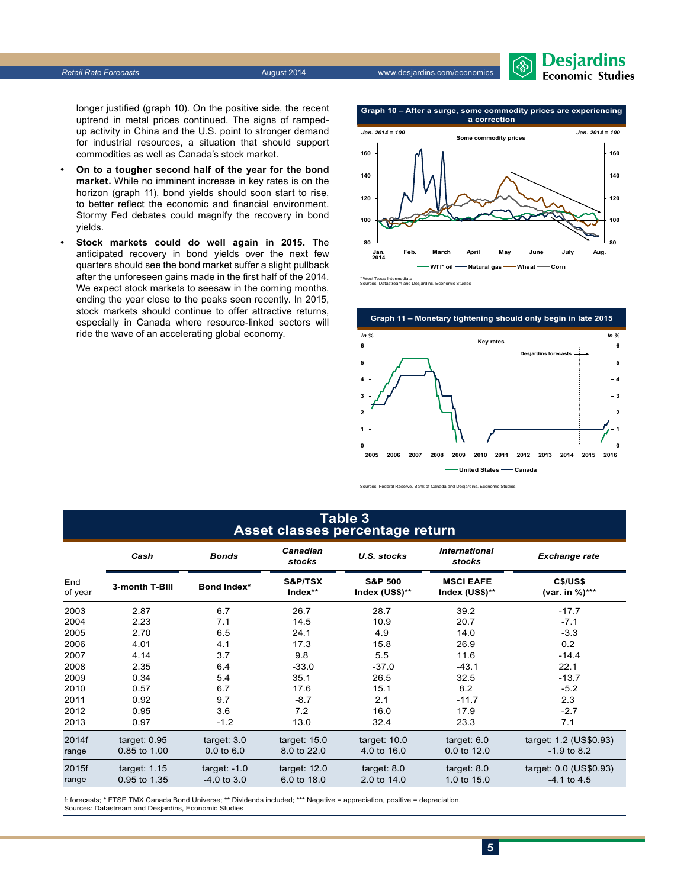longer justified (graph 10). On the positive side, the recent uptrend in metal prices continued. The signs of ramped-up activity in China and the U.S. point to stronger demand for industrial resources, a situation that should support commodities as well as Canada's stock market.

- **On to a tougher second half of the year for the bond market.** While no imminent increase in key rates is on the horizon (graph 11), bond yields should soon start to rise, to better reflect the economic and financial environment. Stormy Fed debates could magnify the recovery in bond yields.
- **Stock markets could do well again in 2015.** The anticipated recovery in bond yields over the next few quarters should see the bond market suffer a slight pullback after the unforeseen gains made in the first half of the 2014. We expect stock markets to seesaw in the coming months, ending the year close to the peaks seen recently. In 2015, stock markets should continue to offer attractive returns, especially in Canada where resource-linked sectors will ride the wave of an accelerating global economy.

**Graph 10 – After a surge, some commodity prices are experiencing a correction**

Jan. 2014 = 100

Some commodity prices

160
140
120
100
80

Jan. 2014 Feb. March April May June July Aug.

WTI* oil — Natural gas — Wheat — Corn

\* West Texas Intermediate
Sources: Datastream and Desjardins, Economic Studies

**Graph 11 – Monetary tightening should only begin in late 2015**

In %

Key rates

Desjardins forecasts

6
5
4
3
2
1
0

2005 2006 2007 2008 2009 2010 2011 2012 2013 2014 2015 2016

United States — Canada

Sources: Federal Reserve, Bank of Canada and Desjardins, Economic Studies

## Table 3
## Asset classes percentage return

| | *Cash* | *Bonds* | *Canadian stocks* | *U.S. stocks* | *International stocks* | *Exchange rate* |
|---|---|---|---|---|---|---|
| End of year | **3-month T-Bill** | **Bond Index*** | **S&P/TSX Index**** | **S&P 500 Index (US$)**** | **MSCI EAFE Index (US$)**** | **C$/US$ (var. in %)***** |
| 2003 | 2.87 | 6.7 | 26.7 | 28.7 | 39.2 | -17.7 |
| 2004 | 2.23 | 7.1 | 14.5 | 10.9 | 20.7 | -7.1 |
| 2005 | 2.70 | 6.5 | 24.1 | 4.9 | 14.0 | -3.3 |
| 2006 | 4.01 | 4.1 | 17.3 | 15.8 | 26.9 | 0.2 |
| 2007 | 4.14 | 3.7 | 9.8 | 5.5 | 11.6 | -14.4 |
| 2008 | 2.35 | 6.4 | -33.0 | -37.0 | -43.1 | 22.1 |
| 2009 | 0.34 | 5.4 | 35.1 | 26.5 | 32.5 | -13.7 |
| 2010 | 0.57 | 6.7 | 17.6 | 15.1 | 8.2 | -5.2 |
| 2011 | 0.92 | 9.7 | -8.7 | 2.1 | -11.7 | 2.3 |
| 2012 | 0.95 | 3.6 | 7.2 | 16.0 | 17.9 | -2.7 |
| 2013 | 0.97 | -1.2 | 13.0 | 32.4 | 23.3 | 7.1 |
| 2014f | target: 0.95 | target: 3.0 | target: 15.0 | target: 10.0 | target: 6.0 | target: 1.2 (US$0.93) |
| range | 0.85 to 1.00 | 0.0 to 6.0 | 8.0 to 22.0 | 4.0 to 16.0 | 0.0 to 12.0 | -1.9 to 8.2 |
| 2015f | target: 1.15 | target: -1.0 | target: 12.0 | target: 8.0 | target: 8.0 | target: 0.0 (US$0.93) |
| range | 0.95 to 1.35 | -4.0 to 3.0 | 6.0 to 18.0 | 2.0 to 14.0 | 1.0 to 15.0 | -4.1 to 4.5 |

f: forecasts; * FTSE TMX Canada Bond Universe; ** Dividends included; *** Negative = appreciation, positive = depreciation.
Sources: Datastream and Desjardins, Economic Studies